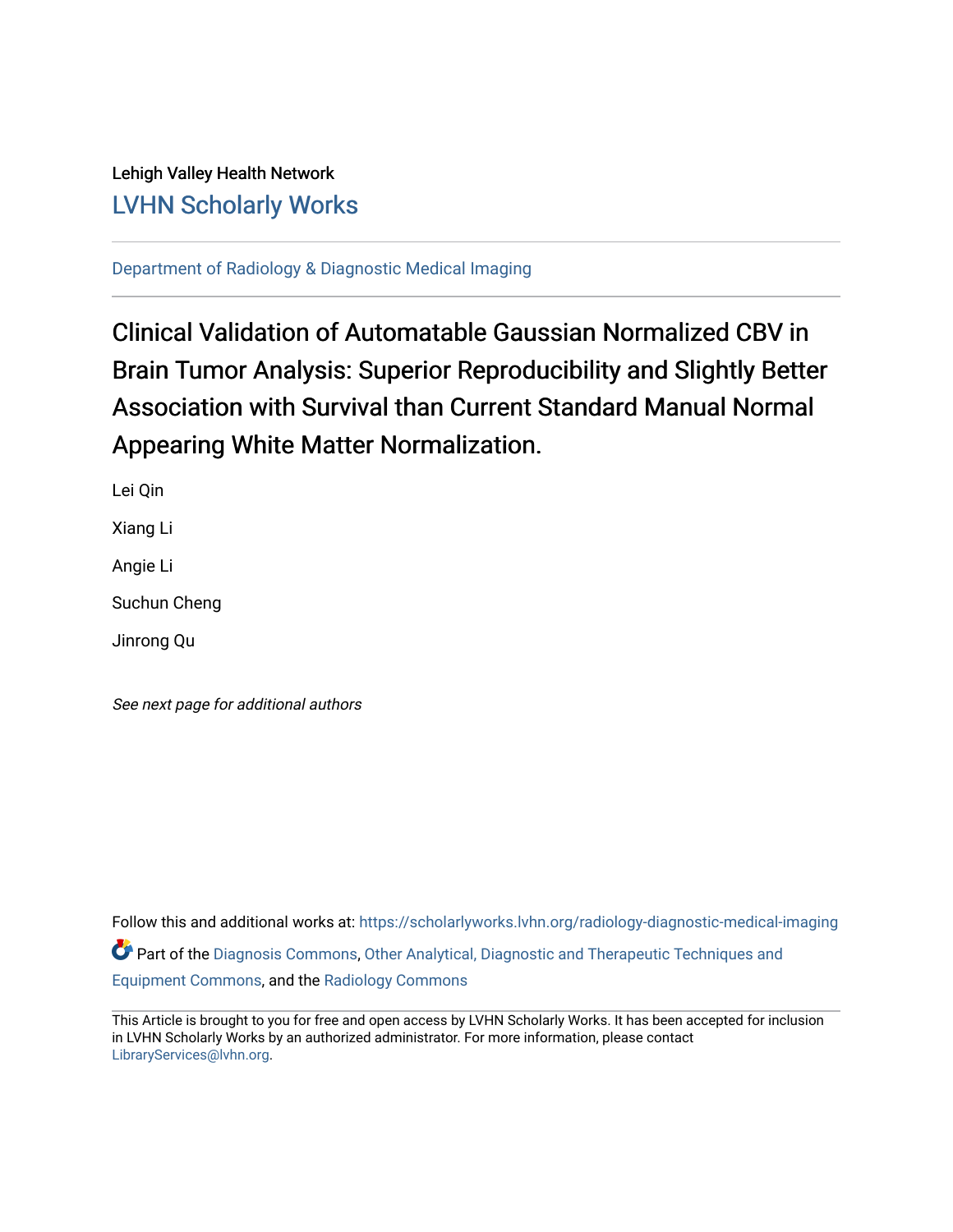Lehigh Valley Health Network

LVHN Scholarly Works

Department of Radiology & Diagnostic Medical Imaging

# Clinical Validation of Automatable Gaussian Normalized CBV in Brain Tumor Analysis: Superior Reproducibility and Slightly Better Association with Survival than Current Standard Manual Normal Appearing White Matter Normalization.

Lei Qin

Xiang Li

Angie Li

Suchun Cheng

Jinrong Qu

*See next page for additional authors*

Follow this and additional works at: https://scholarlyworks.lvhn.org/radiology-diagnostic-medical-imaging

Part of the Diagnosis Commons, Other Analytical, Diagnostic and Therapeutic Techniques and Equipment Commons, and the Radiology Commons

This Article is brought to you for free and open access by LVHN Scholarly Works. It has been accepted for inclusion in LVHN Scholarly Works by an authorized administrator. For more information, please contact LibraryServices@lvhn.org.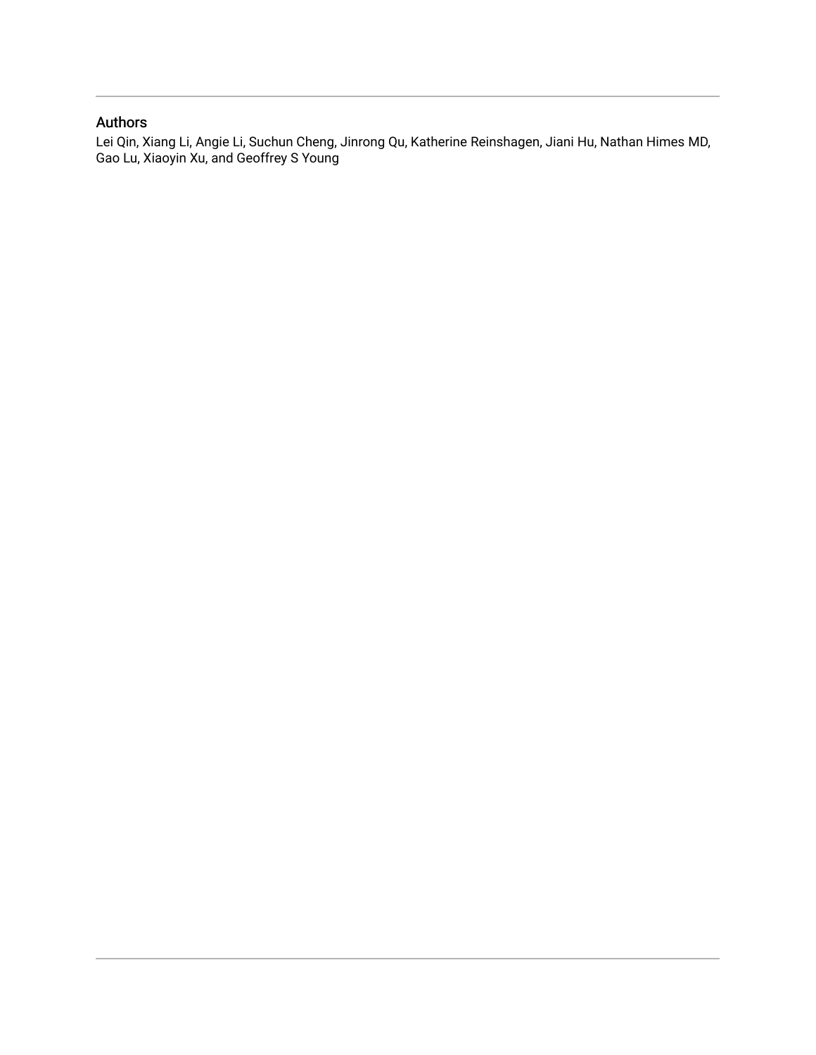## Authors

Lei Qin, Xiang Li, Angie Li, Suchun Cheng, Jinrong Qu, Katherine Reinshagen, Jiani Hu, Nathan Himes MD, Gao Lu, Xiaoyin Xu, and Geoffrey S Young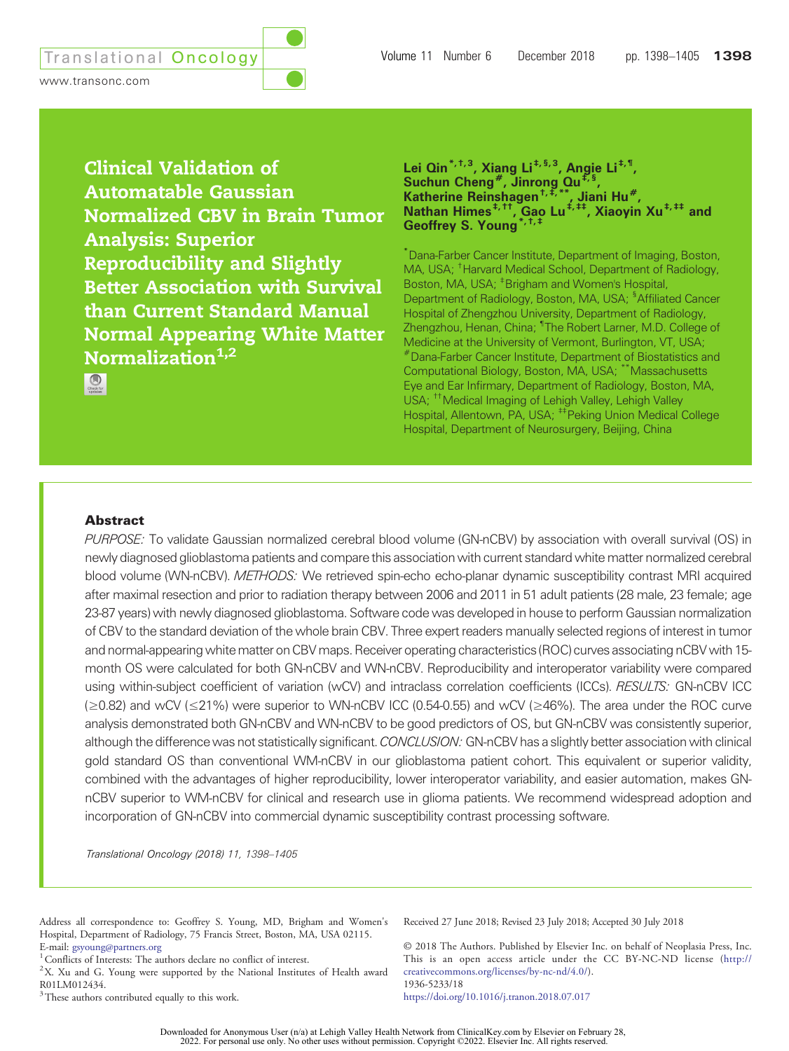# Clinical Validation of Automatable Gaussian Normalized CBV in Brain Tumor Analysis: Superior Reproducibility and Slightly Better Association with Survival than Current Standard Manual Normal Appearing White Matter Normalization[1,2]

**Lei Qin[*,†,3], Xiang Li[‡,§,3], Angie Li[‡,¶], Suchun Cheng[#], Jinrong Qu[‡,§], Katherine Reinshagen[†,‡,**], Jiani Hu[#], Nathan Himes[‡,††], Gao Lu[‡,‡‡], Xiaoyin Xu[‡,‡‡] and Geoffrey S. Young[*,†,‡]**

[*]Dana-Farber Cancer Institute, Department of Imaging, Boston, MA, USA; [†]Harvard Medical School, Department of Radiology, Boston, MA, USA; [‡]Brigham and Women's Hospital, Department of Radiology, Boston, MA, USA; [§]Affiliated Cancer Hospital of Zhengzhou University, Department of Radiology, Zhengzhou, Henan, China; [¶]The Robert Larner, M.D. College of Medicine at the University of Vermont, Burlington, VT, USA; [#]Dana-Farber Cancer Institute, Department of Biostatistics and Computational Biology, Boston, MA, USA; [**]Massachusetts Eye and Ear Infirmary, Department of Radiology, Boston, MA, USA; [††]Medical Imaging of Lehigh Valley, Lehigh Valley Hospital, Allentown, PA, USA; [‡‡]Peking Union Medical College Hospital, Department of Neurosurgery, Beijing, China

## Abstract

*PURPOSE:* To validate Gaussian normalized cerebral blood volume (GN-nCBV) by association with overall survival (OS) in newly diagnosed glioblastoma patients and compare this association with current standard white matter normalized cerebral blood volume (WN-nCBV). *METHODS:* We retrieved spin-echo echo-planar dynamic susceptibility contrast MRI acquired after maximal resection and prior to radiation therapy between 2006 and 2011 in 51 adult patients (28 male, 23 female; age 23-87 years) with newly diagnosed glioblastoma. Software code was developed in house to perform Gaussian normalization of CBV to the standard deviation of the whole brain CBV. Three expert readers manually selected regions of interest in tumor and normal-appearing white matter on CBV maps. Receiver operating characteristics (ROC) curves associating nCBV with 15-month OS were calculated for both GN-nCBV and WN-nCBV. Reproducibility and interoperator variability were compared using within-subject coefficient of variation (wCV) and intraclass correlation coefficients (ICCs). *RESULTS:* GN-nCBV ICC (≥0.82) and wCV (≤21%) were superior to WN-nCBV ICC (0.54-0.55) and wCV (≥46%). The area under the ROC curve analysis demonstrated both GN-nCBV and WN-nCBV to be good predictors of OS, but GN-nCBV was consistently superior, although the difference was not statistically significant. *CONCLUSION:* GN-nCBV has a slightly better association with clinical gold standard OS than conventional WM-nCBV in our glioblastoma patient cohort. This equivalent or superior validity, combined with the advantages of higher reproducibility, lower interoperator variability, and easier automation, makes GN-nCBV superior to WM-nCBV for clinical and research use in glioma patients. We recommend widespread adoption and incorporation of GN-nCBV into commercial dynamic susceptibility contrast processing software.

*Translational Oncology (2018) 11, 1398–1405*

Address all correspondence to: Geoffrey S. Young, MD, Brigham and Women's Hospital, Department of Radiology, 75 Francis Street, Boston, MA, USA 02115. E-mail: gsyoung@partners.org

[1]Conflicts of Interests: The authors declare no conflict of interest.

[2]X. Xu and G. Young were supported by the National Institutes of Health award R01LM012434.

[3]These authors contributed equally to this work.

Received 27 June 2018; Revised 23 July 2018; Accepted 30 July 2018

© 2018 The Authors. Published by Elsevier Inc. on behalf of Neoplasia Press, Inc. This is an open access article under the CC BY-NC-ND license (http://creativecommons.org/licenses/by-nc-nd/4.0/).
1936-5233/18
https://doi.org/10.1016/j.tranon.2018.07.017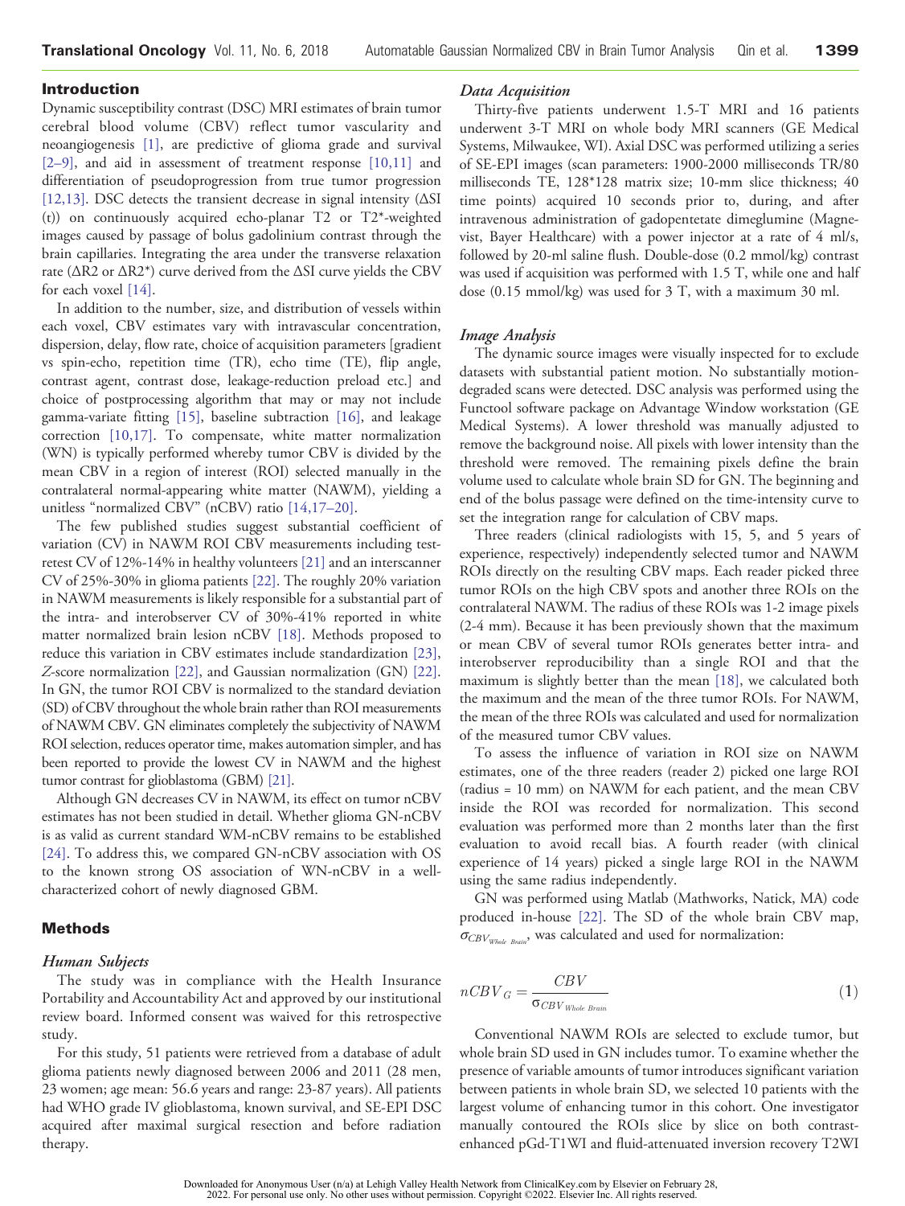## Introduction

Dynamic susceptibility contrast (DSC) MRI estimates of brain tumor cerebral blood volume (CBV) reflect tumor vascularity and neoangiogenesis [1], are predictive of glioma grade and survival [2–9], and aid in assessment of treatment response [10,11] and differentiation of pseudoprogression from true tumor progression [12,13]. DSC detects the transient decrease in signal intensity (ΔSI (t)) on continuously acquired echo-planar T2 or T2*-weighted images caused by passage of bolus gadolinium contrast through the brain capillaries. Integrating the area under the transverse relaxation rate (ΔR2 or ΔR2*) curve derived from the ΔSI curve yields the CBV for each voxel [14].

In addition to the number, size, and distribution of vessels within each voxel, CBV estimates vary with intravascular concentration, dispersion, delay, flow rate, choice of acquisition parameters [gradient vs spin-echo, repetition time (TR), echo time (TE), flip angle, contrast agent, contrast dose, leakage-reduction preload etc.] and choice of postprocessing algorithm that may or may not include gamma-variate fitting [15], baseline subtraction [16], and leakage correction [10,17]. To compensate, white matter normalization (WN) is typically performed whereby tumor CBV is divided by the mean CBV in a region of interest (ROI) selected manually in the contralateral normal-appearing white matter (NAWM), yielding a unitless "normalized CBV" (nCBV) ratio [14,17–20].

The few published studies suggest substantial coefficient of variation (CV) in NAWM ROI CBV measurements including test-retest CV of 12%-14% in healthy volunteers [21] and an interscanner CV of 25%-30% in glioma patients [22]. The roughly 20% variation in NAWM measurements is likely responsible for a substantial part of the intra- and interobserver CV of 30%-41% reported in white matter normalized brain lesion nCBV [18]. Methods proposed to reduce this variation in CBV estimates include standardization [23], *Z*-score normalization [22], and Gaussian normalization (GN) [22]. In GN, the tumor ROI CBV is normalized to the standard deviation (SD) of CBV throughout the whole brain rather than ROI measurements of NAWM CBV. GN eliminates completely the subjectivity of NAWM ROI selection, reduces operator time, makes automation simpler, and has been reported to provide the lowest CV in NAWM and the highest tumor contrast for glioblastoma (GBM) [21].

Although GN decreases CV in NAWM, its effect on tumor nCBV estimates has not been studied in detail. Whether glioma GN-nCBV is as valid as current standard WM-nCBV remains to be established [24]. To address this, we compared GN-nCBV association with OS to the known strong OS association of WN-nCBV in a well-characterized cohort of newly diagnosed GBM.

## Methods

### Human Subjects

The study was in compliance with the Health Insurance Portability and Accountability Act and approved by our institutional review board. Informed consent was waived for this retrospective study.

For this study, 51 patients were retrieved from a database of adult glioma patients newly diagnosed between 2006 and 2011 (28 men, 23 women; age mean: 56.6 years and range: 23-87 years). All patients had WHO grade IV glioblastoma, known survival, and SE-EPI DSC acquired after maximal surgical resection and before radiation therapy.

### Data Acquisition

Thirty-five patients underwent 1.5-T MRI and 16 patients underwent 3-T MRI on whole body MRI scanners (GE Medical Systems, Milwaukee, WI). Axial DSC was performed utilizing a series of SE-EPI images (scan parameters: 1900-2000 milliseconds TR/80 milliseconds TE, 128*128 matrix size; 10-mm slice thickness; 40 time points) acquired 10 seconds prior to, during, and after intravenous administration of gadopentetate dimeglumine (Magnevist, Bayer Healthcare) with a power injector at a rate of 4 ml/s, followed by 20-ml saline flush. Double-dose (0.2 mmol/kg) contrast was used if acquisition was performed with 1.5 T, while one and half dose (0.15 mmol/kg) was used for 3 T, with a maximum 30 ml.

### Image Analysis

The dynamic source images were visually inspected for to exclude datasets with substantial patient motion. No substantially motion-degraded scans were detected. DSC analysis was performed using the Functool software package on Advantage Window workstation (GE Medical Systems). A lower threshold was manually adjusted to remove the background noise. All pixels with lower intensity than the threshold were removed. The remaining pixels define the brain volume used to calculate whole brain SD for GN. The beginning and end of the bolus passage were defined on the time-intensity curve to set the integration range for calculation of CBV maps.

Three readers (clinical radiologists with 15, 5, and 5 years of experience, respectively) independently selected tumor and NAWM ROIs directly on the resulting CBV maps. Each reader picked three tumor ROIs on the high CBV spots and another three ROIs on the contralateral NAWM. The radius of these ROIs was 1-2 image pixels (2-4 mm). Because it has been previously shown that the maximum or mean CBV of several tumor ROIs generates better intra- and interobserver reproducibility than a single ROI and that the maximum is slightly better than the mean [18], we calculated both the maximum and the mean of the three tumor ROIs. For NAWM, the mean of the three ROIs was calculated and used for normalization of the measured tumor CBV values.

To assess the influence of variation in ROI size on NAWM estimates, one of the three readers (reader 2) picked one large ROI (radius = 10 mm) on NAWM for each patient, and the mean CBV inside the ROI was recorded for normalization. This second evaluation was performed more than 2 months later than the first evaluation to avoid recall bias. A fourth reader (with clinical experience of 14 years) picked a single large ROI in the NAWM using the same radius independently.

GN was performed using Matlab (Mathworks, Natick, MA) code produced in-house [22]. The SD of the whole brain CBV map, $\sigma_{CBV_{Whole\ Brain}}$, was calculated and used for normalization:

$$nCBV_G = \frac{CBV}{\sigma_{CBV_{Whole\ Brain}}} \quad (1)$$

Conventional NAWM ROIs are selected to exclude tumor, but whole brain SD used in GN includes tumor. To examine whether the presence of variable amounts of tumor introduces significant variation between patients in whole brain SD, we selected 10 patients with the largest volume of enhancing tumor in this cohort. One investigator manually contoured the ROIs slice by slice on both contrast-enhanced pGd-T1WI and fluid-attenuated inversion recovery T2WI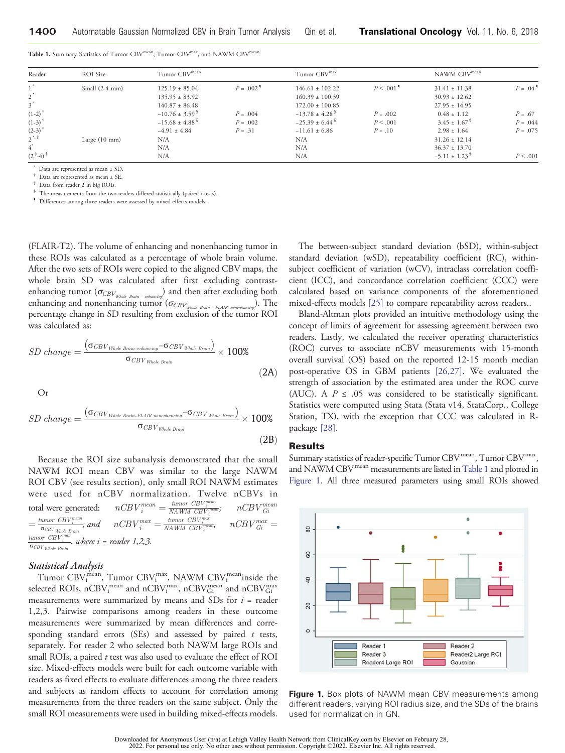**Table 1.** Summary Statistics of Tumor CBV$^{mean}$, Tumor CBV$^{max}$, and NAWM CBV$^{mean}$

| Reader | ROI Size | Tumor CBV$^{mean}$ | | Tumor CBV$^{max}$ | | NAWM CBV$^{mean}$ | |
|---|---|---|---|---|---|---|---|
| 1* | Small (2-4 mm) | 125.19 ± 85.04 | P = .002¶ | 146.61 ± 102.22 | P < .001¶ | 31.41 ± 11.38 | P = .04¶ |
| 2* | | 135.95 ± 83.92 | | 160.39 ± 100.39 | | 30.93 ± 12.62 | |
| 3* | | 140.87 ± 86.48 | | 172.00 ± 100.85 | | 27.95 ± 14.95 | |
| (1-2)† | | −10.76 ± 3.59§ | P = .004 | −13.78 ± 4.28§ | P = .002 | 0.48 ± 1.12 | P = .67 |
| (1-3)† | | −15.68 ± 4.88§ | P = .002 | −25.39 ± 6.44§ | P < .001 | 3.45 ± 1.67§ | P = .044 |
| (2-3)† | | −4.91 ± 4.84 | P = .31 | −11.61 ± 6.86 | P = .10 | 2.98 ± 1.64 | P = .075 |
| 2*,‡ | Large (10 mm) | N/A | | N/A | | 31.26 ± 12.14 | |
| 4* | | N/A | | N/A | | 36.37 ± 13.70 | |
| (2‡-4)† | | N/A | | N/A | | −5.11 ± 1.23§ | P < .001 |

\* Data are represented as mean ± SD.
† Data are represented as mean ± SE.
‡ Data from reader 2 in big ROIs.
§ The measurements from the two readers differed statistically (paired t tests).
¶ Differences among three readers were assessed by mixed-effects models.

(FLAIR-T2). The volume of enhancing and nonenhancing tumor in these ROIs was calculated as a percentage of whole brain volume. After the two sets of ROIs were copied to the aligned CBV maps, the whole brain SD was calculated after first excluding contrast-enhancing tumor ($\sigma_{CBV_{Whole\ Brain\ -\ enhancing}}$) and then after excluding both enhancing and nonenhancing tumor ($\sigma_{CBV_{Whole\ Brain\ -\ FLAIR\ nonenhancing}}$). The percentage change in SD resulting from exclusion of the tumor ROI was calculated as:

$$SD\ change = \frac{\left(\sigma_{CBV_{Whole\ Brain-enhancing}} - \sigma_{CBV_{Whole\ Brain}}\right)}{\sigma_{CBV_{Whole\ Brain}}} \times 100\% \tag{2A}$$

Or

$$SD\ change = \frac{\left(\sigma_{CBV_{Whole\ Brain-FLAIR\ nonenhancing}} - \sigma_{CBV_{Whole\ Brain}}\right)}{\sigma_{CBV_{Whole\ Brain}}} \times 100\% \tag{2B}$$

Because the ROI size subanalysis demonstrated that the small NAWM ROI mean CBV was similar to the large NAWM ROI CBV (see results section), only small ROI NAWM estimates were used for nCBV normalization. Twelve nCBVs in total were generated: $nCBV_i^{mean} = \frac{tumor\ CBV_i^{mean}}{NAWM\ CBV_i^{mean}}$; $nCBV_{Gi}^{mean} = \frac{tumor\ CBV_i^{mean}}{\sigma_{CBV_{Whole\ Brain}}}$; and $nCBV_i^{max} = \frac{tumor\ CBV_i^{max}}{NAWM\ CBV_i^{mean}}$, $nCBV_{Gi}^{max} = \frac{tumor\ CBV_i^{max}}{\sigma_{CBV_{Whole\ Brain}}}$, *where i = reader 1,2,3.*

### Statistical Analysis

Tumor CBV$_i^{mean}$, Tumor CBV$_i^{max}$, NAWM CBV$_i^{mean}$ inside the selected ROIs, nCBV$_i^{mean}$ and nCBV$_i^{max}$, nCBV$_{Gi}^{mean}$ and nCBV$_{Gi}^{max}$ measurements were summarized by means and SDs for $i$ = reader 1,2,3. Pairwise comparisons among readers in these outcome measurements were summarized by mean differences and corresponding standard errors (SEs) and assessed by paired *t* tests, separately. For reader 2 who selected both NAWM large ROIs and small ROIs, a paired *t* test was also used to evaluate the effect of ROI size. Mixed-effects models were built for each outcome variable with readers as fixed effects to evaluate differences among the three readers and subjects as random effects to account for correlation among measurements from the three readers on the same subject. Only the small ROI measurements were used in building mixed-effects models.

The between-subject standard deviation (bSD), within-subject standard deviation (wSD), repeatability coefficient (RC), within-subject coefficient of variation (wCV), intraclass correlation coefficient (ICC), and concordance correlation coefficient (CCC) were calculated based on variance components of the aforementioned mixed-effects models [25] to compare repeatability across readers..

Bland-Altman plots provided an intuitive methodology using the concept of limits of agreement for assessing agreement between two readers. Lastly, we calculated the receiver operating characteristics (ROC) curves to associate nCBV measurements with 15-month overall survival (OS) based on the reported 12-15 month median post-operative OS in GBM patients [26,27]. We evaluated the strength of association by the estimated area under the ROC curve (AUC). A $P \leq .05$ was considered to be statistically significant. Statistics were computed using Stata (Stata v14, StataCorp., College Station, TX), with the exception that CCC was calculated in R-package [28].

## Results

Summary statistics of reader-specific Tumor CBV$^{mean}$, Tumor CBV$^{max}$, and NAWM CBV$^{mean}$ measurements are listed in Table 1 and plotted in Figure 1. All three measured parameters using small ROIs showed

**Figure 1.** Box plots of NAWM mean CBV measurements among different readers, varying ROI radius size, and the SDs of the brains used for normalization in GN.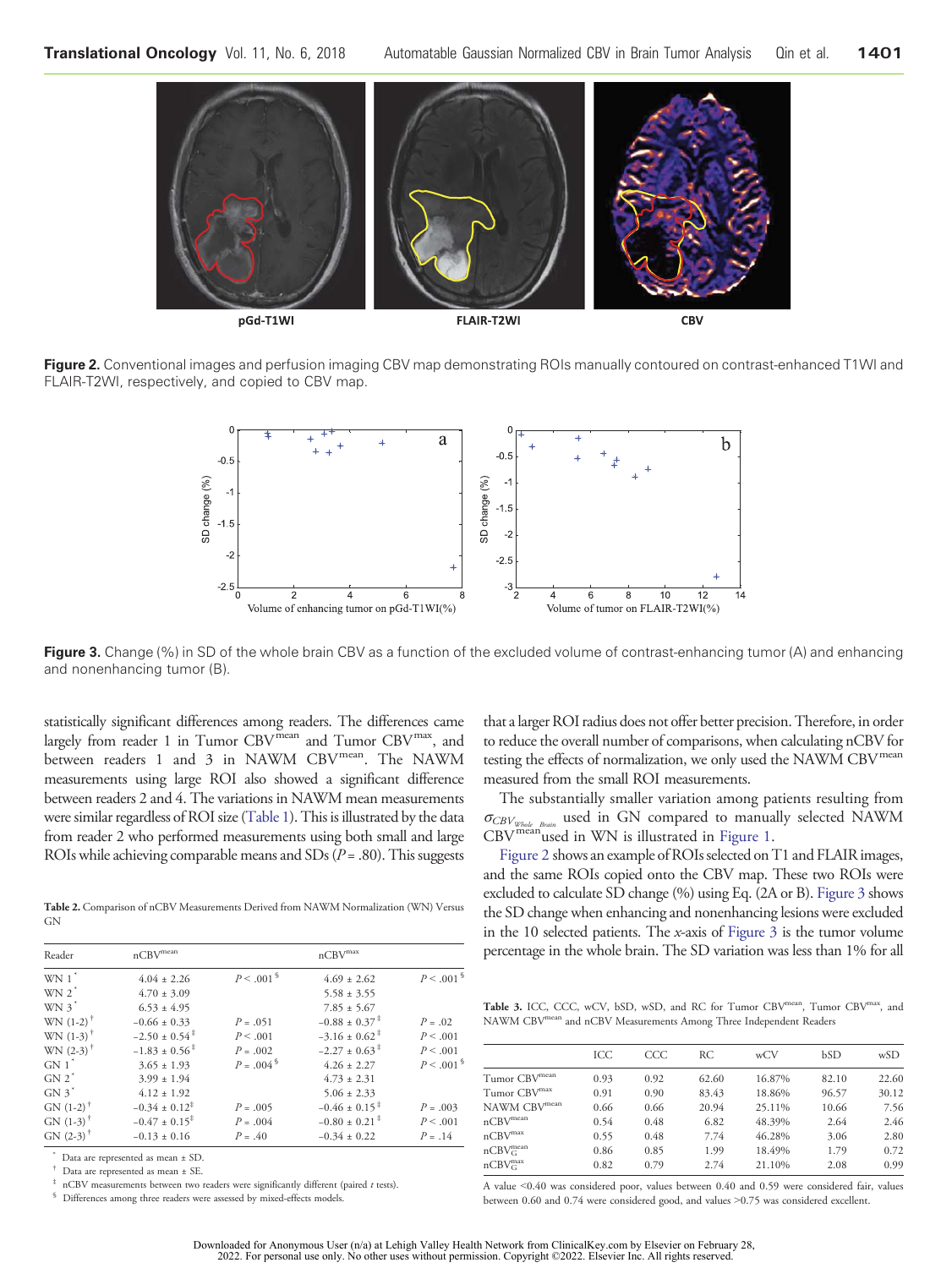Figure 2. Conventional images and perfusion imaging CBV map demonstrating ROIs manually contoured on contrast-enhanced T1WI and FLAIR-T2WI, respectively, and copied to CBV map.

Figure 3. Change (%) in SD of the whole brain CBV as a function of the excluded volume of contrast-enhancing tumor (A) and enhancing and nonenhancing tumor (B).

statistically significant differences among readers. The differences came largely from reader 1 in Tumor CBV$^{mean}$ and Tumor CBV$^{max}$, and between readers 1 and 3 in NAWM CBV$^{mean}$. The NAWM measurements using large ROI also showed a significant difference between readers 2 and 4. The variations in NAWM mean measurements were similar regardless of ROI size (Table 1). This is illustrated by the data from reader 2 who performed measurements using both small and large ROIs while achieving comparable means and SDs ($P$ = .80). This suggests that a larger ROI radius does not offer better precision. Therefore, in order to reduce the overall number of comparisons, when calculating nCBV for testing the effects of normalization, we only used the NAWM CBV$^{mean}$ measured from the small ROI measurements.

The substantially smaller variation among patients resulting from $\sigma_{CBV_{Whole\ Brain}}$ used in GN compared to manually selected NAWM CBV$^{mean}$ used in WN is illustrated in Figure 1.

Figure 2 shows an example of ROIs selected on T1 and FLAIR images, and the same ROIs copied onto the CBV map. These two ROIs were excluded to calculate SD change (%) using Eq. (2A or B). Figure 3 shows the SD change when enhancing and nonenhancing lesions were excluded in the 10 selected patients. The $x$-axis of Figure 3 is the tumor volume percentage in the whole brain. The SD variation was less than 1% for all

**Table 2.** Comparison of nCBV Measurements Derived from NAWM Normalization (WN) Versus GN

| Reader | nCBV$^{mean}$ | | nCBV$^{max}$ | |
|---|---|---|---|---|
| WN 1 * | 4.04 ± 2.26 | $P$ < .001 § | 4.69 ± 2.62 | $P$ < .001 § |
| WN 2 * | 4.70 ± 3.09 | | 5.58 ± 3.55 | |
| WN 3 * | 6.53 ± 4.95 | | 7.85 ± 5.67 | |
| WN (1-2) † | −0.66 ± 0.33 | $P$ = .051 | −0.88 ± 0.37 ‡ | $P$ = .02 |
| WN (1-3) † | −2.50 ± 0.54 ‡ | $P$ < .001 | −3.16 ± 0.62 ‡ | $P$ < .001 |
| WN (2-3) † | −1.83 ± 0.56 ‡ | $P$ = .002 | −2.27 ± 0.63 ‡ | $P$ < .001 |
| GN 1 * | 3.65 ± 1.93 | $P$ = .004 § | 4.26 ± 2.27 | $P$ < .001 § |
| GN 2 * | 3.99 ± 1.94 | | 4.73 ± 2.31 | |
| GN 3 * | 4.12 ± 1.92 | | 5.06 ± 2.33 | |
| GN (1-2) † | −0.34 ± 0.12 ‡ | $P$ = .005 | −0.46 ± 0.15 ‡ | $P$ = .003 |
| GN (1-3) † | −0.47 ± 0.15 ‡ | $P$ = .004 | −0.80 ± 0.21 ‡ | $P$ < .001 |
| GN (2-3) † | −0.13 ± 0.16 | $P$ = .40 | −0.34 ± 0.22 | $P$ = .14 |

\* Data are represented as mean ± SD.
† Data are represented as mean ± SE.
‡ nCBV measurements between two readers were significantly different (paired $t$ tests).
§ Differences among three readers were assessed by mixed-effects models.

**Table 3.** ICC, CCC, wCV, bSD, wSD, and RC for Tumor CBV$^{mean}$, Tumor CBV$^{max}$, and NAWM CBV$^{mean}$ and nCBV Measurements Among Three Independent Readers

| | ICC | CCC | RC | wCV | bSD | wSD |
|---|---|---|---|---|---|---|
| Tumor CBV$^{mean}$ | 0.93 | 0.92 | 62.60 | 16.87% | 82.10 | 22.60 |
| Tumor CBV$^{max}$ | 0.91 | 0.90 | 83.43 | 18.86% | 96.57 | 30.12 |
| NAWM CBV$^{mean}$ | 0.66 | 0.66 | 20.94 | 25.11% | 10.66 | 7.56 |
| nCBV$^{mean}$ | 0.54 | 0.48 | 6.82 | 48.39% | 2.64 | 2.46 |
| nCBV$^{max}$ | 0.55 | 0.48 | 7.74 | 46.28% | 3.06 | 2.80 |
| nCBV$_G^{mean}$ | 0.86 | 0.85 | 1.99 | 18.49% | 1.79 | 0.72 |
| nCBV$_G^{max}$ | 0.82 | 0.79 | 2.74 | 21.10% | 2.08 | 0.99 |

A value <0.40 was considered poor, values between 0.40 and 0.59 were considered fair, values between 0.60 and 0.74 were considered good, and values >0.75 was considered excellent.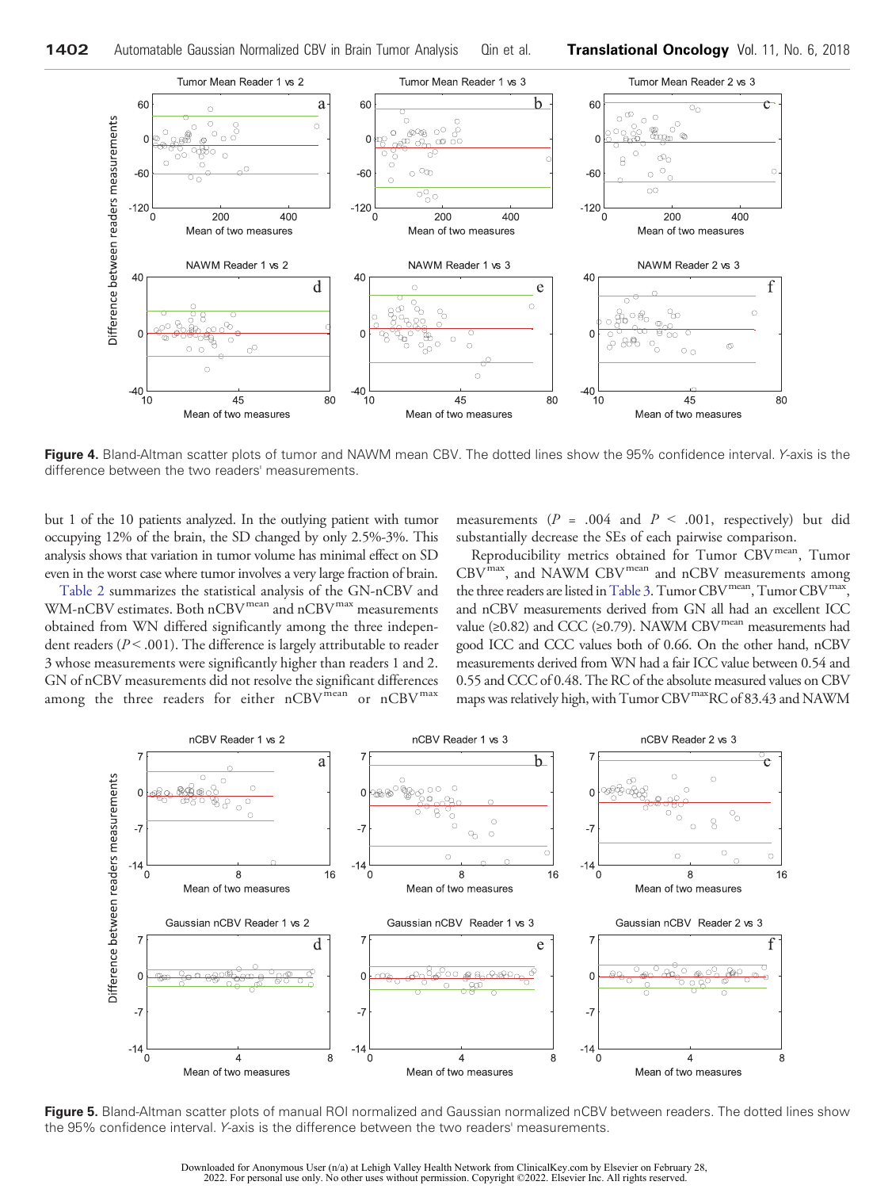**Figure 4.** Bland-Altman scatter plots of tumor and NAWM mean CBV. The dotted lines show the 95% confidence interval. *Y*-axis is the difference between the two readers' measurements.

but 1 of the 10 patients analyzed. In the outlying patient with tumor occupying 12% of the brain, the SD changed by only 2.5%-3%. This analysis shows that variation in tumor volume has minimal effect on SD even in the worst case where tumor involves a very large fraction of brain.

Table 2 summarizes the statistical analysis of the GN-nCBV and WM-nCBV estimates. Both $nCBV^{mean}$ and $nCBV^{max}$ measurements obtained from WN differed significantly among the three independent readers ($P < .001$). The difference is largely attributable to reader 3 whose measurements were significantly higher than readers 1 and 2. GN of nCBV measurements did not resolve the significant differences among the three readers for either $nCBV^{mean}$ or $nCBV^{max}$ measurements ($P = .004$ and $P < .001$, respectively) but did substantially decrease the SEs of each pairwise comparison.

Reproducibility metrics obtained for Tumor $CBV^{mean}$, Tumor $CBV^{max}$, and NAWM $CBV^{mean}$ and nCBV measurements among the three readers are listed in Table 3. Tumor $CBV^{mean}$, Tumor $CBV^{max}$, and nCBV measurements derived from GN all had an excellent ICC value (≥0.82) and CCC (≥0.79). NAWM $CBV^{mean}$ measurements had good ICC and CCC values both of 0.66. On the other hand, nCBV measurements derived from WN had a fair ICC value between 0.54 and 0.55 and CCC of 0.48. The RC of the absolute measured values on CBV maps was relatively high, with Tumor $CBV^{max}$RC of 83.43 and NAWM

**Figure 5.** Bland-Altman scatter plots of manual ROI normalized and Gaussian normalized nCBV between readers. The dotted lines show the 95% confidence interval. *Y*-axis is the difference between the two readers' measurements.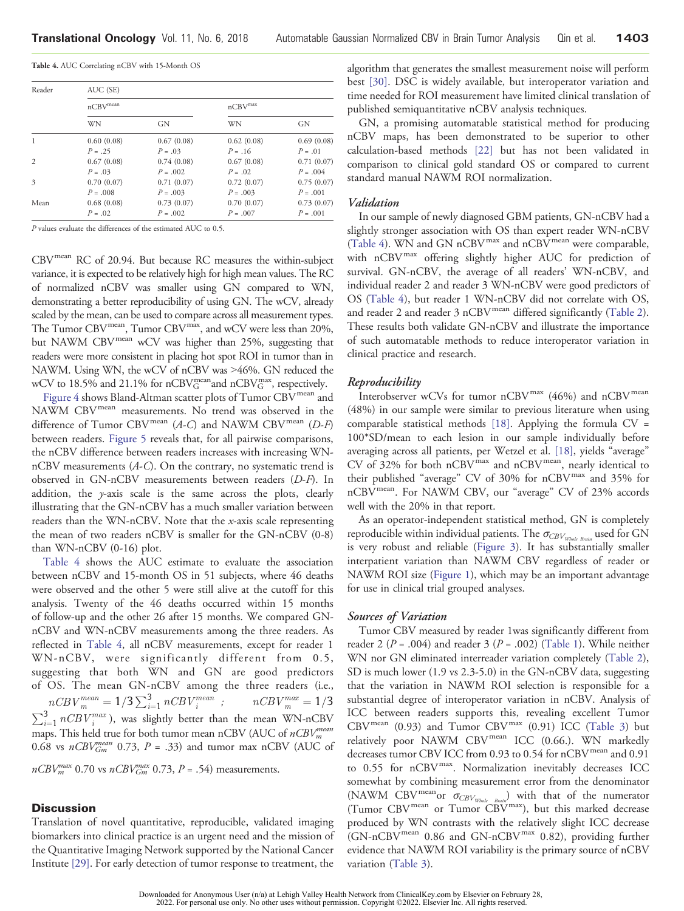**Table 4.** AUC Correlating nCBV with 15-Month OS

| Reader | AUC (SE) | | | |
|---|---|---|---|---|
| | $nCBV^{mean}$ | | $nCBV^{max}$ | |
| | WN | GN | WN | GN |
| 1 | 0.60 (0.08) $P$ = .25 | 0.67 (0.08) $P$ = .03 | 0.62 (0.08) $P$ = .16 | 0.69 (0.08) $P$ = .01 |
| 2 | 0.67 (0.08) $P$ = .03 | 0.74 (0.08) $P$ = .002 | 0.67 (0.08) $P$ = .02 | 0.71 (0.07) $P$ = .004 |
| 3 | 0.70 (0.07) $P$ = .008 | 0.71 (0.07) $P$ = .003 | 0.72 (0.07) $P$ = .003 | 0.75 (0.07) $P$ = .001 |
| Mean | 0.68 (0.08) $P$ = .02 | 0.73 (0.07) $P$ = .002 | 0.70 (0.07) $P$ = .007 | 0.73 (0.07) $P$ = .001 |

$P$ values evaluate the differences of the estimated AUC to 0.5.

$CBV^{mean}$ RC of 20.94. But because RC measures the within-subject variance, it is expected to be relatively high for high mean values. The RC of normalized nCBV was smaller using GN compared to WN, demonstrating a better reproducibility of using GN. The wCV, already scaled by the mean, can be used to compare across all measurement types. The Tumor $CBV^{mean}$, Tumor $CBV^{max}$, and wCV were less than 20%, but NAWM $CBV^{mean}$ wCV was higher than 25%, suggesting that readers were more consistent in placing hot spot ROI in tumor than in NAWM. Using WN, the wCV of nCBV was >46%. GN reduced the wCV to 18.5% and 21.1% for $nCBV_G^{mean}$ and $nCBV_G^{max}$, respectively.

Figure 4 shows Bland-Altman scatter plots of Tumor $CBV^{mean}$ and NAWM $CBV^{mean}$ measurements. No trend was observed in the difference of Tumor $CBV^{mean}$ (*A-C*) and NAWM $CBV^{mean}$ (*D-F*) between readers. Figure 5 reveals that, for all pairwise comparisons, the nCBV difference between readers increases with increasing WN-nCBV measurements (*A-C*). On the contrary, no systematic trend is observed in GN-nCBV measurements between readers (*D-F*). In addition, the *y*-axis scale is the same across the plots, clearly illustrating that the GN-nCBV has a much smaller variation between readers than the WN-nCBV. Note that the *x*-axis scale representing the mean of two readers nCBV is smaller for the GN-nCBV (0-8) than WN-nCBV (0-16) plot.

Table 4 shows the AUC estimate to evaluate the association between nCBV and 15-month OS in 51 subjects, where 46 deaths were observed and the other 5 were still alive at the cutoff for this analysis. Twenty of the 46 deaths occurred within 15 months of follow-up and the other 26 after 15 months. We compared GN-nCBV and WN-nCBV measurements among the three readers. As reflected in Table 4, all nCBV measurements, except for reader 1 WN-nCBV, were significantly different from 0.5, suggesting that both WN and GN are good predictors of OS. The mean GN-nCBV among the three readers (i.e., $nCBV_m^{mean} = 1/3\sum_{i=1}^{3} nCBV_i^{mean}$ ; $nCBV_m^{max} = 1/3\sum_{i=1}^{3} nCBV_i^{max}$), was slightly better than the mean WN-nCBV maps. This held true for both tumor mean nCBV (AUC of $nCBV_m^{mean}$ 0.68 vs $nCBV_{Gm}^{mean}$ 0.73, $P$ = .33) and tumor max nCBV (AUC of $nCBV_m^{max}$ 0.70 vs $nCBV_{Gm}^{max}$ 0.73, $P$ = .54) measurements.

## Discussion

Translation of novel quantitative, reproducible, validated imaging biomarkers into clinical practice is an urgent need and the mission of the Quantitative Imaging Network supported by the National Cancer Institute [29]. For early detection of tumor response to treatment, the algorithm that generates the smallest measurement noise will perform best [30]. DSC is widely available, but interoperator variation and time needed for ROI measurement have limited clinical translation of published semiquantitative nCBV analysis techniques.

GN, a promising automatable statistical method for producing nCBV maps, has been demonstrated to be superior to other calculation-based methods [22] but has not been validated in comparison to clinical gold standard OS or compared to current standard manual NAWM ROI normalization.

### *Validation*

In our sample of newly diagnosed GBM patients, GN-nCBV had a slightly stronger association with OS than expert reader WN-nCBV (Table 4). WN and GN $nCBV^{max}$ and $nCBV^{mean}$ were comparable, with $nCBV^{max}$ offering slightly higher AUC for prediction of survival. GN-nCBV, the average of all readers' WN-nCBV, and individual reader 2 and reader 3 WN-nCBV were good predictors of OS (Table 4), but reader 1 WN-nCBV did not correlate with OS, and reader 2 and reader 3 $nCBV^{mean}$ differed significantly (Table 2). These results both validate GN-nCBV and illustrate the importance of such automatable methods to reduce interoperator variation in clinical practice and research.

### *Reproducibility*

Interobserver wCVs for tumor $nCBV^{max}$ (46%) and $nCBV^{mean}$ (48%) in our sample were similar to previous literature when using comparable statistical methods [18]. Applying the formula CV = 100*SD/mean to each lesion in our sample individually before averaging across all patients, per Wetzel et al. [18], yields "average" CV of 32% for both $nCBV^{max}$ and $nCBV^{mean}$, nearly identical to their published "average" CV of 30% for $nCBV^{max}$ and 35% for $nCBV^{mean}$. For NAWM CBV, our "average" CV of 23% accords well with the 20% in that report.

As an operator-independent statistical method, GN is completely reproducible within individual patients. The $\sigma_{CBV_{Whole\ Brain}}$ used for GN is very robust and reliable (Figure 3). It has substantially smaller interpatient variation than NAWM CBV regardless of reader or NAWM ROI size (Figure 1), which may be an important advantage for use in clinical trial grouped analyses.

### *Sources of Variation*

Tumor CBV measured by reader 1was significantly different from reader 2 ($P$ = .004) and reader 3 ($P$ = .002) (Table 1). While neither WN nor GN eliminated interreader variation completely (Table 2), SD is much lower (1.9 vs 2.3-5.0) in the GN-nCBV data, suggesting that the variation in NAWM ROI selection is responsible for a substantial degree of interoperator variation in nCBV. Analysis of ICC between readers supports this, revealing excellent Tumor $CBV^{mean}$ (0.93) and Tumor $CBV^{max}$ (0.91) ICC (Table 3) but relatively poor NAWM $CBV^{mean}$ ICC (0.66.). WN markedly decreases tumor CBV ICC from 0.93 to 0.54 for $nCBV^{mean}$ and 0.91 to 0.55 for $nCBV^{max}$. Normalization inevitably decreases ICC somewhat by combining measurement error from the denominator (NAWM $CBV^{mean}$or $\sigma_{CBV_{Whole\ Brain}}$) with that of the numerator (Tumor $CBV^{mean}$ or Tumor $CBV^{max}$), but this marked decrease produced by WN contrasts with the relatively slight ICC decrease (GN-$nCBV^{mean}$ 0.86 and GN-$nCBV^{max}$ 0.82), providing further evidence that NAWM ROI variability is the primary source of nCBV variation (Table 3).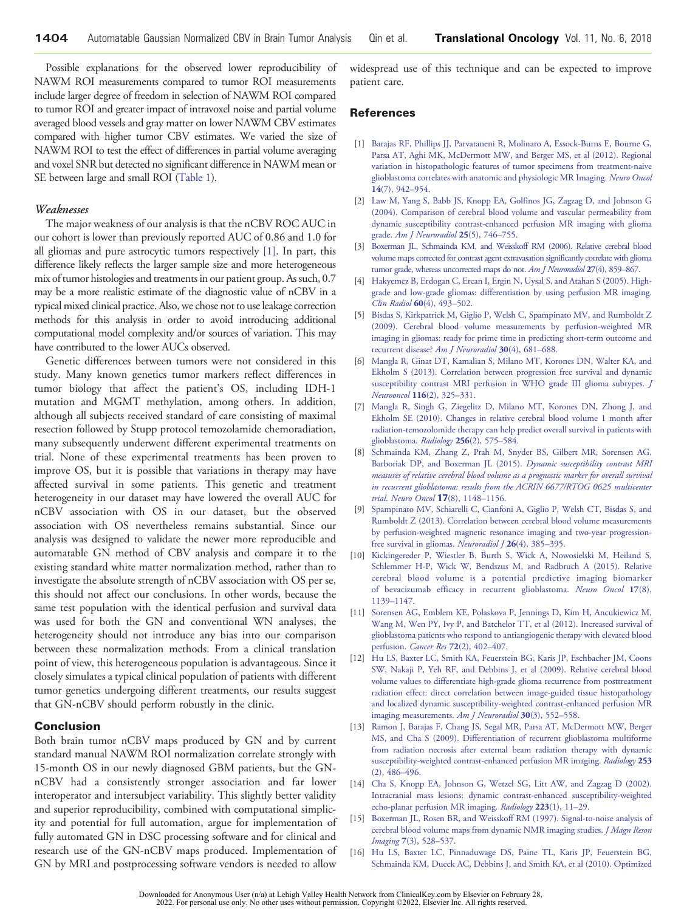Possible explanations for the observed lower reproducibility of NAWM ROI measurements compared to tumor ROI measurements include larger degree of freedom in selection of NAWM ROI compared to tumor ROI and greater impact of intravoxel noise and partial volume averaged blood vessels and gray matter on lower NAWM CBV estimates compared with higher tumor CBV estimates. We varied the size of NAWM ROI to test the effect of differences in partial volume averaging and voxel SNR but detected no significant difference in NAWM mean or SE between large and small ROI (Table 1).

### *Weaknesses*

The major weakness of our analysis is that the nCBV ROC AUC in our cohort is lower than previously reported AUC of 0.86 and 1.0 for all gliomas and pure astrocytic tumors respectively [1]. In part, this difference likely reflects the larger sample size and more heterogeneous mix of tumor histologies and treatments in our patient group. As such, 0.7 may be a more realistic estimate of the diagnostic value of nCBV in a typical mixed clinical practice. Also, we chose not to use leakage correction methods for this analysis in order to avoid introducing additional computational model complexity and/or sources of variation. This may have contributed to the lower AUCs observed.

Genetic differences between tumors were not considered in this study. Many known genetics tumor markers reflect differences in tumor biology that affect the patient's OS, including IDH-1 mutation and MGMT methylation, among others. In addition, although all subjects received standard of care consisting of maximal resection followed by Stupp protocol temozolamide chemoradiation, many subsequently underwent different experimental treatments on trial. None of these experimental treatments has been proven to improve OS, but it is possible that variations in therapy may have affected survival in some patients. This genetic and treatment heterogeneity in our dataset may have lowered the overall AUC for nCBV association with OS in our dataset, but the observed association with OS nevertheless remains substantial. Since our analysis was designed to validate the newer more reproducible and automatable GN method of CBV analysis and compare it to the existing standard white matter normalization method, rather than to investigate the absolute strength of nCBV association with OS per se, this should not affect our conclusions. In other words, because the same test population with the identical perfusion and survival data was used for both the GN and conventional WN analyses, the heterogeneity should not introduce any bias into our comparison between these normalization methods. From a clinical translation point of view, this heterogeneous population is advantageous. Since it closely simulates a typical clinical population of patients with different tumor genetics undergoing different treatments, our results suggest that GN-nCBV should perform robustly in the clinic.

## Conclusion

Both brain tumor nCBV maps produced by GN and by current standard manual NAWM ROI normalization correlate strongly with 15-month OS in our newly diagnosed GBM patients, but the GN-nCBV had a consistently stronger association and far lower interoperator and intersubject variability. This slightly better validity and superior reproducibility, combined with computational simplicity and potential for full automation, argue for implementation of fully automated GN in DSC processing software and for clinical and research use of the GN-nCBV maps produced. Implementation of GN by MRI and postprocessing software vendors is needed to allow widespread use of this technique and can be expected to improve patient care.

## References

[1] Barajas RF, Phillips JJ, Parvataneni R, Molinaro A, Essock-Burns E, Bourne G, Parsa AT, Aghi MK, McDermott MW, and Berger MS, et al (2012). Regional variation in histopathologic features of tumor specimens from treatment-naive glioblastoma correlates with anatomic and physiologic MR Imaging. *Neuro Oncol* **14**(7), 942–954.

[2] Law M, Yang S, Babb JS, Knopp EA, Golfinos JG, Zagzag D, and Johnson G (2004). Comparison of cerebral blood volume and vascular permeability from dynamic susceptibility contrast-enhanced perfusion MR imaging with glioma grade. *Am J Neuroradiol* **25**(5), 746–755.

[3] Boxerman JL, Schmainda KM, and Weisskoff RM (2006). Relative cerebral blood volume maps corrected for contrast agent extravasation significantly correlate with glioma tumor grade, whereas uncorrected maps do not. *Am J Neuroradiol* **27**(4), 859–867.

[4] Hakyemez B, Erdogan C, Ercan I, Ergin N, Uysal S, and Atahan S (2005). High-grade and low-grade gliomas: differentiation by using perfusion MR imaging. *Clin Radiol* **60**(4), 493–502.

[5] Bisdas S, Kirkpatrick M, Giglio P, Welsh C, Spampinato MV, and Rumboldt Z (2009). Cerebral blood volume measurements by perfusion-weighted MR imaging in gliomas: ready for prime time in predicting short-term outcome and recurrent disease? *Am J Neuroradiol* **30**(4), 681–688.

[6] Mangla R, Ginat DT, Kamalian S, Milano MT, Korones DN, Walter KA, and Ekholm S (2013). Correlation between progression free survival and dynamic susceptibility contrast MRI perfusion in WHO grade III glioma subtypes. *J Neurooncol* **116**(2), 325–331.

[7] Mangla R, Singh G, Ziegelitz D, Milano MT, Korones DN, Zhong J, and Ekholm SE (2010). Changes in relative cerebral blood volume 1 month after radiation-temozolomide therapy can help predict overall survival in patients with glioblastoma. *Radiology* **256**(2), 575–584.

[8] Schmainda KM, Zhang Z, Prah M, Snyder BS, Gilbert MR, Sorensen AG, Barboriak DP, and Boxerman JL (2015). *Dynamic susceptibility contrast MRI measures of relative cerebral blood volume as a prognostic marker for overall survival in recurrent glioblastoma: results from the ACRIN 6677/RTOG 0625 multicenter trial. Neuro Oncol* **17**(8), 1148–1156.

[9] Spampinato MV, Schiarelli C, Cianfoni A, Giglio P, Welsh CT, Bisdas S, and Rumboldt Z (2013). Correlation between cerebral blood volume measurements by perfusion-weighted magnetic resonance imaging and two-year progression-free survival in gliomas. *Neuroradiol J* **26**(4), 385–395.

[10] Kickingereder P, Wiestler B, Burth S, Wick A, Nowosielski M, Heiland S, Schlemmer H-P, Wick W, Bendszus M, and Radbruch A (2015). Relative cerebral blood volume is a potential predictive imaging biomarker of bevacizumab efficacy in recurrent glioblastoma. *Neuro Oncol* **17**(8), 1139–1147.

[11] Sorensen AG, Emblem KE, Polaskova P, Jennings D, Kim H, Ancukiewicz M, Wang M, Wen PY, Ivy P, and Batchelor TT, et al (2012). Increased survival of glioblastoma patients who respond to antiangiogenic therapy with elevated blood perfusion. *Cancer Res* **72**(2), 402–407.

[12] Hu LS, Baxter LC, Smith KA, Feuerstein BG, Karis JP, Eschbacher JM, Coons SW, Nakaji P, Yeh RF, and Debbins J, et al (2009). Relative cerebral blood volume values to differentiate high-grade glioma recurrence from posttreatment radiation effect: direct correlation between image-guided tissue histopathology and localized dynamic susceptibility-weighted contrast-enhanced perfusion MR imaging measurements. *Am J Neuroradiol* **30**(3), 552–558.

[13] Ramon J, Barajas F, Chang JS, Segal MR, Parsa AT, McDermott MW, Berger MS, and Cha S (2009). Differentiation of recurrent glioblastoma multiforme from radiation necrosis after external beam radiation therapy with dynamic susceptibility-weighted contrast-enhanced perfusion MR imaging. *Radiology* **253** (2), 486–496.

[14] Cha S, Knopp EA, Johnson G, Wetzel SG, Litt AW, and Zagzag D (2002). Intracranial mass lesions: dynamic contrast-enhanced susceptibility-weighted echo-planar perfusion MR imaging. *Radiology* **223**(1), 11–29.

[15] Boxerman JL, Rosen BR, and Weisskoff RM (1997). Signal-to-noise analysis of cerebral blood volume maps from dynamic NMR imaging studies. *J Magn Reson Imaging* **7**(3), 528–537.

[16] Hu LS, Baxter LC, Pinnaduwage DS, Paine TL, Karis JP, Feuerstein BG, Schmainda KM, Dueck AC, Debbins J, and Smith KA, et al (2010). Optimized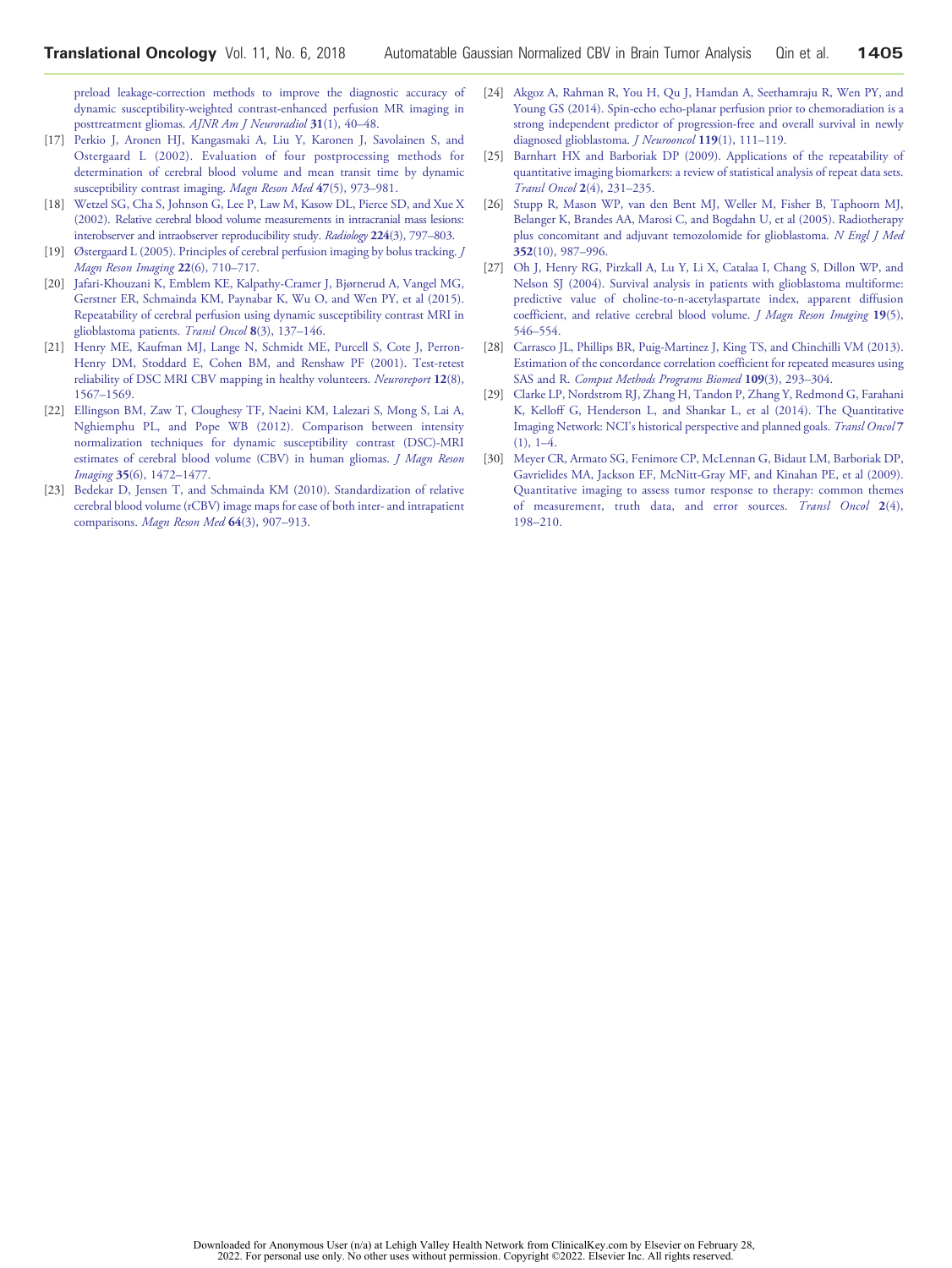preload leakage-correction methods to improve the diagnostic accuracy of dynamic susceptibility-weighted contrast-enhanced perfusion MR imaging in posttreatment gliomas. *AJNR Am J Neuroradiol* **31**(1), 40–48.

[17] Perkio J, Aronen HJ, Kangasmaki A, Liu Y, Karonen J, Savolainen S, and Ostergaard L (2002). Evaluation of four postprocessing methods for determination of cerebral blood volume and mean transit time by dynamic susceptibility contrast imaging. *Magn Reson Med* **47**(5), 973–981.

[18] Wetzel SG, Cha S, Johnson G, Lee P, Law M, Kasow DL, Pierce SD, and Xue X (2002). Relative cerebral blood volume measurements in intracranial mass lesions: interobserver and intraobserver reproducibility study. *Radiology* **224**(3), 797–803.

[19] Østergaard L (2005). Principles of cerebral perfusion imaging by bolus tracking. *J Magn Reson Imaging* **22**(6), 710–717.

[20] Jafari-Khouzani K, Emblem KE, Kalpathy-Cramer J, Bjørnerud A, Vangel MG, Gerstner ER, Schmainda KM, Paynabar K, Wu O, and Wen PY, et al (2015). Repeatability of cerebral perfusion using dynamic susceptibility contrast MRI in glioblastoma patients. *Transl Oncol* **8**(3), 137–146.

[21] Henry ME, Kaufman MJ, Lange N, Schmidt ME, Purcell S, Cote J, Perron-Henry DM, Stoddard E, Cohen BM, and Renshaw PF (2001). Test-retest reliability of DSC MRI CBV mapping in healthy volunteers. *Neuroreport* **12**(8), 1567–1569.

[22] Ellingson BM, Zaw T, Cloughesy TF, Naeini KM, Lalezari S, Mong S, Lai A, Nghiemphu PL, and Pope WB (2012). Comparison between intensity normalization techniques for dynamic susceptibility contrast (DSC)-MRI estimates of cerebral blood volume (CBV) in human gliomas. *J Magn Reson Imaging* **35**(6), 1472–1477.

[23] Bedekar D, Jensen T, and Schmainda KM (2010). Standardization of relative cerebral blood volume (rCBV) image maps for ease of both inter- and intrapatient comparisons. *Magn Reson Med* **64**(3), 907–913.

[24] Akgoz A, Rahman R, You H, Qu J, Hamdan A, Seethamraju R, Wen PY, and Young GS (2014). Spin-echo echo-planar perfusion prior to chemoradiation is a strong independent predictor of progression-free and overall survival in newly diagnosed glioblastoma. *J Neurooncol* **119**(1), 111–119.

[25] Barnhart HX and Barboriak DP (2009). Applications of the repeatability of quantitative imaging biomarkers: a review of statistical analysis of repeat data sets. *Transl Oncol* **2**(4), 231–235.

[26] Stupp R, Mason WP, van den Bent MJ, Weller M, Fisher B, Taphoorn MJ, Belanger K, Brandes AA, Marosi C, and Bogdahn U, et al (2005). Radiotherapy plus concomitant and adjuvant temozolomide for glioblastoma. *N Engl J Med* **352**(10), 987–996.

[27] Oh J, Henry RG, Pirzkall A, Lu Y, Li X, Catalaa I, Chang S, Dillon WP, and Nelson SJ (2004). Survival analysis in patients with glioblastoma multiforme: predictive value of choline-to-n-acetylaspartate index, apparent diffusion coefficient, and relative cerebral blood volume. *J Magn Reson Imaging* **19**(5), 546–554.

[28] Carrasco JL, Phillips BR, Puig-Martinez J, King TS, and Chinchilli VM (2013). Estimation of the concordance correlation coefficient for repeated measures using SAS and R. *Comput Methods Programs Biomed* **109**(3), 293–304.

[29] Clarke LP, Nordstrom RJ, Zhang H, Tandon P, Zhang Y, Redmond G, Farahani K, Kelloff G, Henderson L, and Shankar L, et al (2014). The Quantitative Imaging Network: NCI's historical perspective and planned goals. *Transl Oncol* **7**(1), 1–4.

[30] Meyer CR, Armato SG, Fenimore CP, McLennan G, Bidaut LM, Barboriak DP, Gavrielides MA, Jackson EF, McNitt-Gray MF, and Kinahan PE, et al (2009). Quantitative imaging to assess tumor response to therapy: common themes of measurement, truth data, and error sources. *Transl Oncol* **2**(4), 198–210.